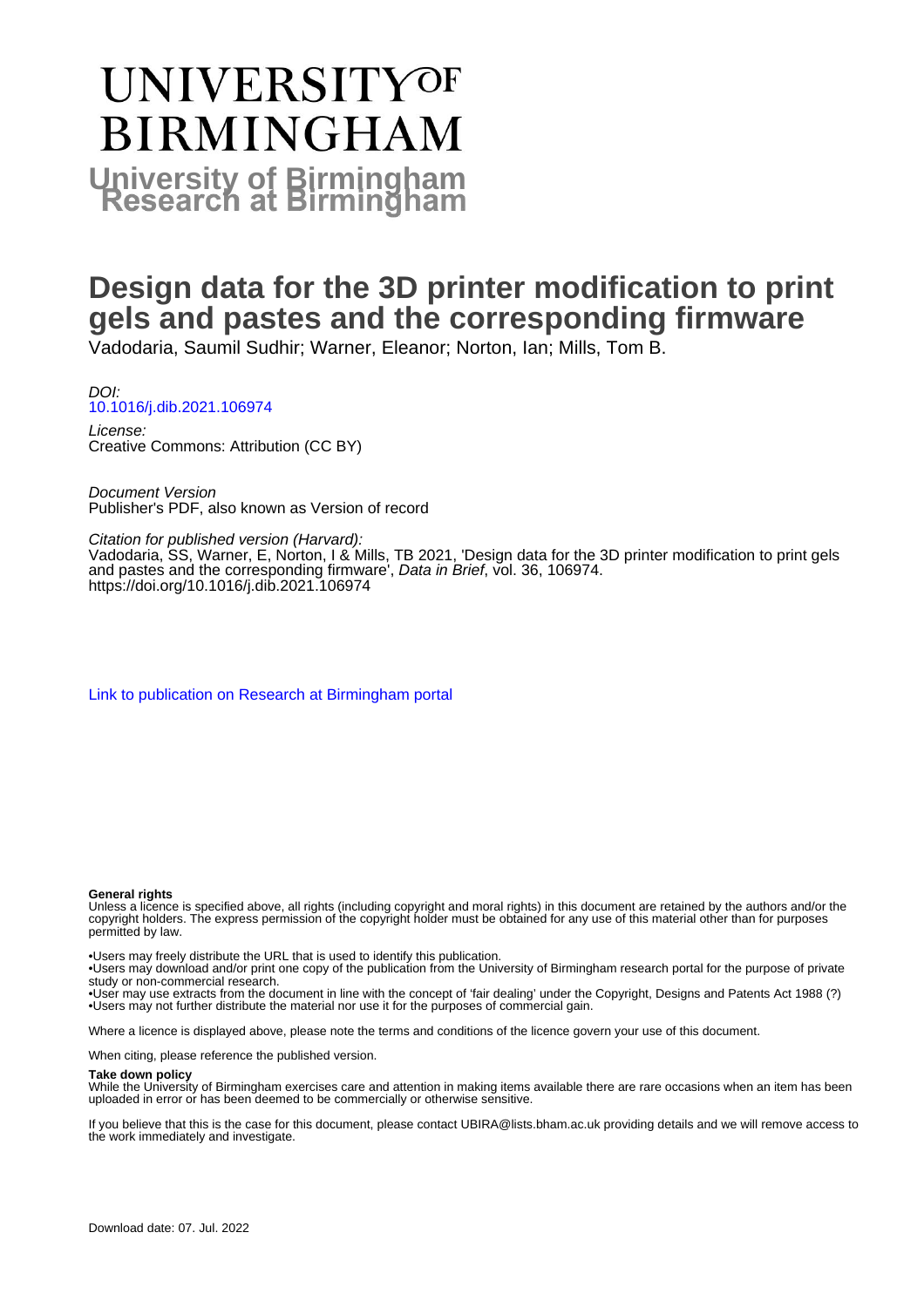# UNIVERSITY OF BIRMINGHAM

**University of Birmingham Research at Birmingham**

# Design data for the 3D printer modification to print gels and pastes and the corresponding firmware

Vadodaria, Saumil Sudhir; Warner, Eleanor; Norton, Ian; Mills, Tom B.

*DOI:*
[10.1016/j.dib.2021.106974](https://doi.org/10.1016/j.dib.2021.106974)

*License:*
Creative Commons: Attribution (CC BY)

*Document Version*
Publisher's PDF, also known as Version of record

*Citation for published version (Harvard):*
Vadodaria, SS, Warner, E, Norton, I & Mills, TB 2021, 'Design data for the 3D printer modification to print gels and pastes and the corresponding firmware', *Data in Brief*, vol. 36, 106974. https://doi.org/10.1016/j.dib.2021.106974

[Link to publication on Research at Birmingham portal]

**General rights**

Unless a licence is specified above, all rights (including copyright and moral rights) in this document are retained by the authors and/or the copyright holders. The express permission of the copyright holder must be obtained for any use of this material other than for purposes permitted by law.

•Users may freely distribute the URL that is used to identify this publication.
•Users may download and/or print one copy of the publication from the University of Birmingham research portal for the purpose of private study or non-commercial research.
•User may use extracts from the document in line with the concept of 'fair dealing' under the Copyright, Designs and Patents Act 1988 (?)
•Users may not further distribute the material nor use it for the purposes of commercial gain.

Where a licence is displayed above, please note the terms and conditions of the licence govern your use of this document.

When citing, please reference the published version.

**Take down policy**

While the University of Birmingham exercises care and attention in making items available there are rare occasions when an item has been uploaded in error or has been deemed to be commercially or otherwise sensitive.

If you believe that this is the case for this document, please contact UBIRA@lists.bham.ac.uk providing details and we will remove access to the work immediately and investigate.

Download date: 07. Jul. 2022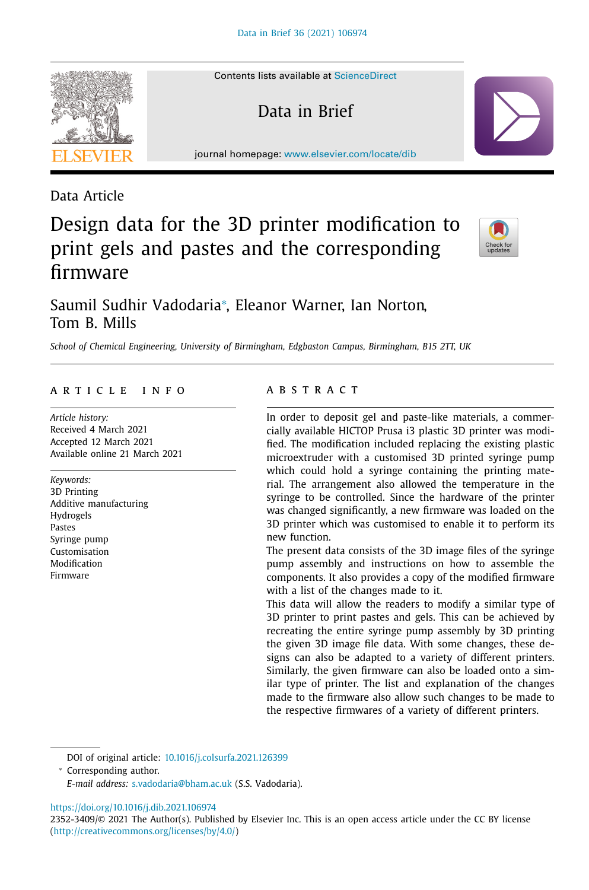Data Article

# Design data for the 3D printer modification to print gels and pastes and the corresponding firmware

Saumil Sudhir Vadodaria*, Eleanor Warner, Ian Norton, Tom B. Mills

*School of Chemical Engineering, University of Birmingham, Edgbaston Campus, Birmingham, B15 2TT, UK*

## ARTICLE INFO

*Article history:*
Received 4 March 2021
Accepted 12 March 2021
Available online 21 March 2021

*Keywords:*
3D Printing
Additive manufacturing
Hydrogels
Pastes
Syringe pump
Customisation
Modification
Firmware

## ABSTRACT

In order to deposit gel and paste-like materials, a commercially available HICTOP Prusa i3 plastic 3D printer was modified. The modification included replacing the existing plastic microextruder with a customised 3D printed syringe pump which could hold a syringe containing the printing material. The arrangement also allowed the temperature in the syringe to be controlled. Since the hardware of the printer was changed significantly, a new firmware was loaded on the 3D printer which was customised to enable it to perform its new function.

The present data consists of the 3D image files of the syringe pump assembly and instructions on how to assemble the components. It also provides a copy of the modified firmware with a list of the changes made to it.

This data will allow the readers to modify a similar type of 3D printer to print pastes and gels. This can be achieved by recreating the entire syringe pump assembly by 3D printing the given 3D image file data. With some changes, these designs can also be adapted to a variety of different printers. Similarly, the given firmware can also be loaded onto a similar type of printer. The list and explanation of the changes made to the firmware also allow such changes to be made to the respective firmwares of a variety of different printers.

DOI of original article: 10.1016/j.colsurfa.2021.126399

* Corresponding author.

*E-mail address:* s.vadodaria@bham.ac.uk (S.S. Vadodaria).

https://doi.org/10.1016/j.dib.2021.106974

2352-3409/© 2021 The Author(s). Published by Elsevier Inc. This is an open access article under the CC BY license (http://creativecommons.org/licenses/by/4.0/)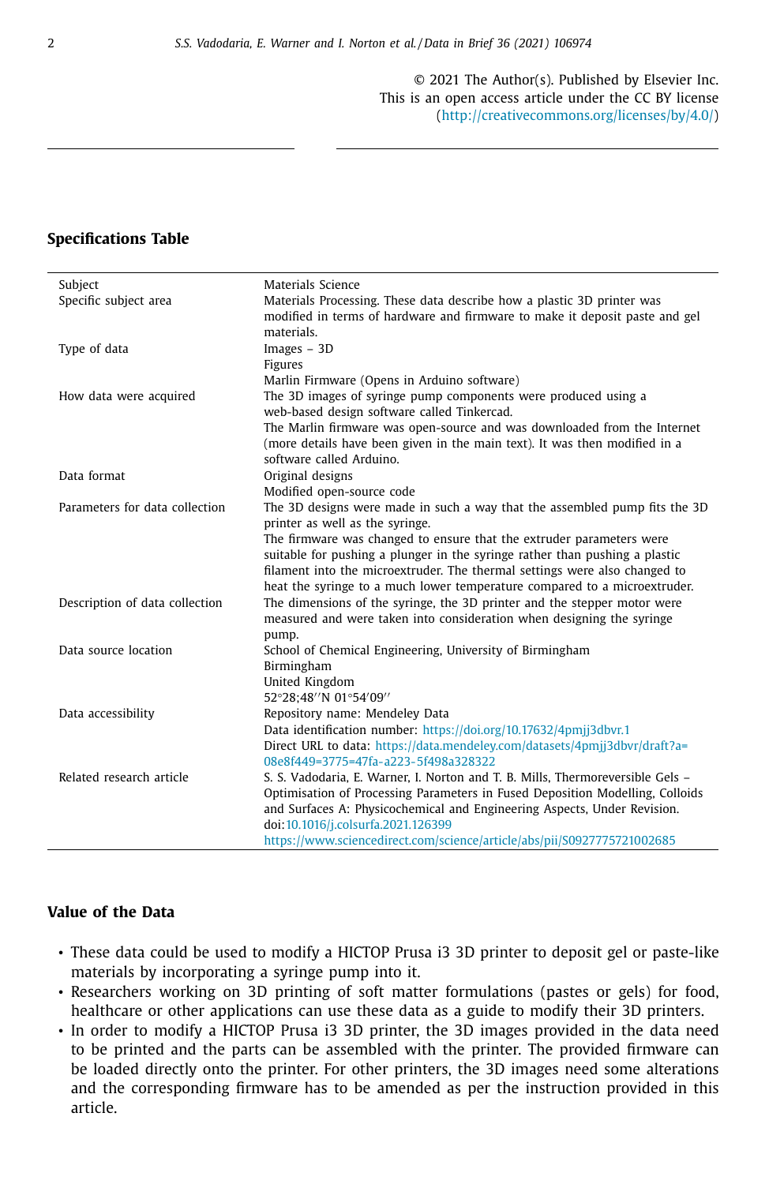© 2021 The Author(s). Published by Elsevier Inc.
This is an open access article under the CC BY license
(http://creativecommons.org/licenses/by/4.0/)

## Specifications Table

| | |
|---|---|
| Subject | Materials Science |
| Specific subject area | Materials Processing. These data describe how a plastic 3D printer was modified in terms of hardware and firmware to make it deposit paste and gel materials. |
| Type of data | Images – 3D<br>Figures<br>Marlin Firmware (Opens in Arduino software) |
| How data were acquired | The 3D images of syringe pump components were produced using a web-based design software called Tinkercad.<br>The Marlin firmware was open-source and was downloaded from the Internet (more details have been given in the main text). It was then modified in a software called Arduino. |
| Data format | Original designs<br>Modified open-source code |
| Parameters for data collection | The 3D designs were made in such a way that the assembled pump fits the 3D printer as well as the syringe.<br>The firmware was changed to ensure that the extruder parameters were suitable for pushing a plunger in the syringe rather than pushing a plastic filament into the microextruder. The thermal settings were also changed to heat the syringe to a much lower temperature compared to a microextruder. |
| Description of data collection | The dimensions of the syringe, the 3D printer and the stepper motor were measured and were taken into consideration when designing the syringe pump. |
| Data source location | School of Chemical Engineering, University of Birmingham<br>Birmingham<br>United Kingdom<br>52°28;48″N 01°54′09″ |
| Data accessibility | Repository name: Mendeley Data<br>Data identification number: https://doi.org/10.17632/4pmjj3dbvr.1<br>Direct URL to data: https://data.mendeley.com/datasets/4pmjj3dbvr/draft?a=08e8f449=3775=47fa-a223-5f498a328322 |
| Related research article | S. S. Vadodaria, E. Warner, I. Norton and T. B. Mills, Thermoreversible Gels – Optimisation of Processing Parameters in Fused Deposition Modelling, Colloids and Surfaces A: Physicochemical and Engineering Aspects, Under Revision.<br>doi:10.1016/j.colsurfa.2021.126399<br>https://www.sciencedirect.com/science/article/abs/pii/S0927775721002685 |

## Value of the Data

- These data could be used to modify a HICTOP Prusa i3 3D printer to deposit gel or paste-like materials by incorporating a syringe pump into it.
- Researchers working on 3D printing of soft matter formulations (pastes or gels) for food, healthcare or other applications can use these data as a guide to modify their 3D printers.
- In order to modify a HICTOP Prusa i3 3D printer, the 3D images provided in the data need to be printed and the parts can be assembled with the printer. The provided firmware can be loaded directly onto the printer. For other printers, the 3D images need some alterations and the corresponding firmware has to be amended as per the instruction provided in this article.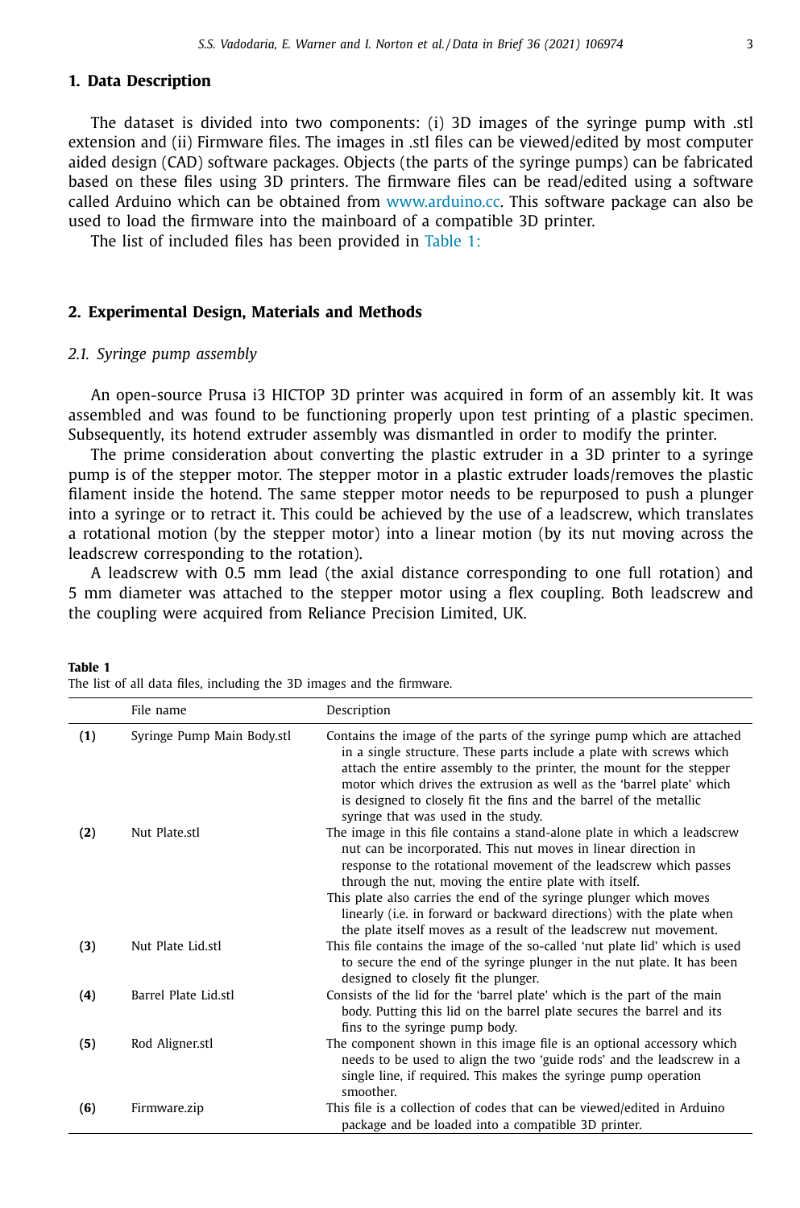## 1. Data Description

The dataset is divided into two components: (i) 3D images of the syringe pump with .stl extension and (ii) Firmware files. The images in .stl files can be viewed/edited by most computer aided design (CAD) software packages. Objects (the parts of the syringe pumps) can be fabricated based on these files using 3D printers. The firmware files can be read/edited using a software called Arduino which can be obtained from www.arduino.cc. This software package can also be used to load the firmware into the mainboard of a compatible 3D printer.

The list of included files has been provided in Table 1:

## 2. Experimental Design, Materials and Methods

### 2.1. Syringe pump assembly

An open-source Prusa i3 HICTOP 3D printer was acquired in form of an assembly kit. It was assembled and was found to be functioning properly upon test printing of a plastic specimen. Subsequently, its hotend extruder assembly was dismantled in order to modify the printer.

The prime consideration about converting the plastic extruder in a 3D printer to a syringe pump is of the stepper motor. The stepper motor in a plastic extruder loads/removes the plastic filament inside the hotend. The same stepper motor needs to be repurposed to push a plunger into a syringe or to retract it. This could be achieved by the use of a leadscrew, which translates a rotational motion (by the stepper motor) into a linear motion (by its nut moving across the leadscrew corresponding to the rotation).

A leadscrew with 0.5 mm lead (the axial distance corresponding to one full rotation) and 5 mm diameter was attached to the stepper motor using a flex coupling. Both leadscrew and the coupling were acquired from Reliance Precision Limited, UK.

**Table 1**
The list of all data files, including the 3D images and the firmware.

| | File name | Description |
|---|---|---|
| **(1)** | Syringe Pump Main Body.stl | Contains the image of the parts of the syringe pump which are attached in a single structure. These parts include a plate with screws which attach the entire assembly to the printer, the mount for the stepper motor which drives the extrusion as well as the 'barrel plate' which is designed to closely fit the fins and the barrel of the metallic syringe that was used in the study. |
| **(2)** | Nut Plate.stl | The image in this file contains a stand-alone plate in which a leadscrew nut can be incorporated. This nut moves in linear direction in response to the rotational movement of the leadscrew which passes through the nut, moving the entire plate with itself. This plate also carries the end of the syringe plunger which moves linearly (i.e. in forward or backward directions) with the plate when the plate itself moves as a result of the leadscrew nut movement. |
| **(3)** | Nut Plate Lid.stl | This file contains the image of the so-called 'nut plate lid' which is used to secure the end of the syringe plunger in the nut plate. It has been designed to closely fit the plunger. |
| **(4)** | Barrel Plate Lid.stl | Consists of the lid for the 'barrel plate' which is the part of the main body. Putting this lid on the barrel plate secures the barrel and its fins to the syringe pump body. |
| **(5)** | Rod Aligner.stl | The component shown in this image file is an optional accessory which needs to be used to align the two 'guide rods' and the leadscrew in a single line, if required. This makes the syringe pump operation smoother. |
| **(6)** | Firmware.zip | This file is a collection of codes that can be viewed/edited in Arduino package and be loaded into a compatible 3D printer. |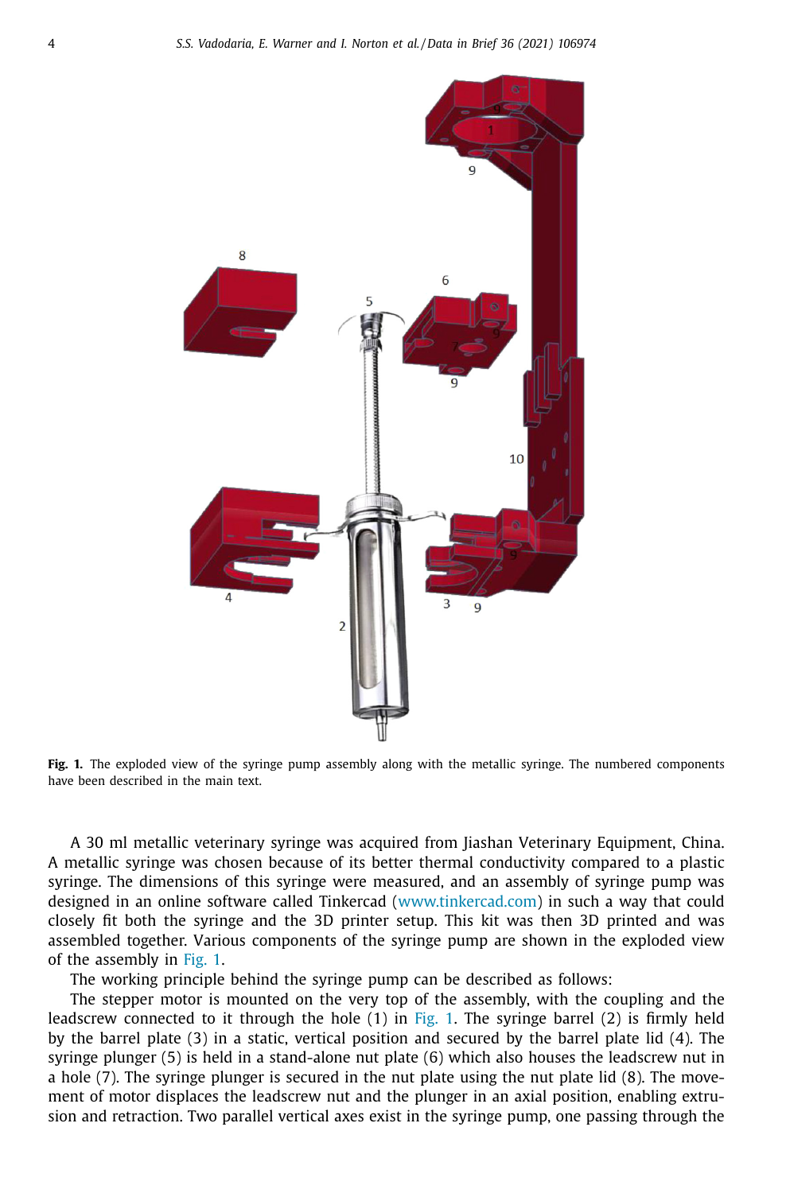**Fig. 1.** The exploded view of the syringe pump assembly along with the metallic syringe. The numbered components have been described in the main text.

A 30 ml metallic veterinary syringe was acquired from Jiashan Veterinary Equipment, China. A metallic syringe was chosen because of its better thermal conductivity compared to a plastic syringe. The dimensions of this syringe were measured, and an assembly of syringe pump was designed in an online software called Tinkercad (www.tinkercad.com) in such a way that could closely fit both the syringe and the 3D printer setup. This kit was then 3D printed and was assembled together. Various components of the syringe pump are shown in the exploded view of the assembly in Fig. 1.

The working principle behind the syringe pump can be described as follows:

The stepper motor is mounted on the very top of the assembly, with the coupling and the leadscrew connected to it through the hole (1) in Fig. 1. The syringe barrel (2) is firmly held by the barrel plate (3) in a static, vertical position and secured by the barrel plate lid (4). The syringe plunger (5) is held in a stand-alone nut plate (6) which also houses the leadscrew nut in a hole (7). The syringe plunger is secured in the nut plate using the nut plate lid (8). The movement of motor displaces the leadscrew nut and the plunger in an axial position, enabling extrusion and retraction. Two parallel vertical axes exist in the syringe pump, one passing through the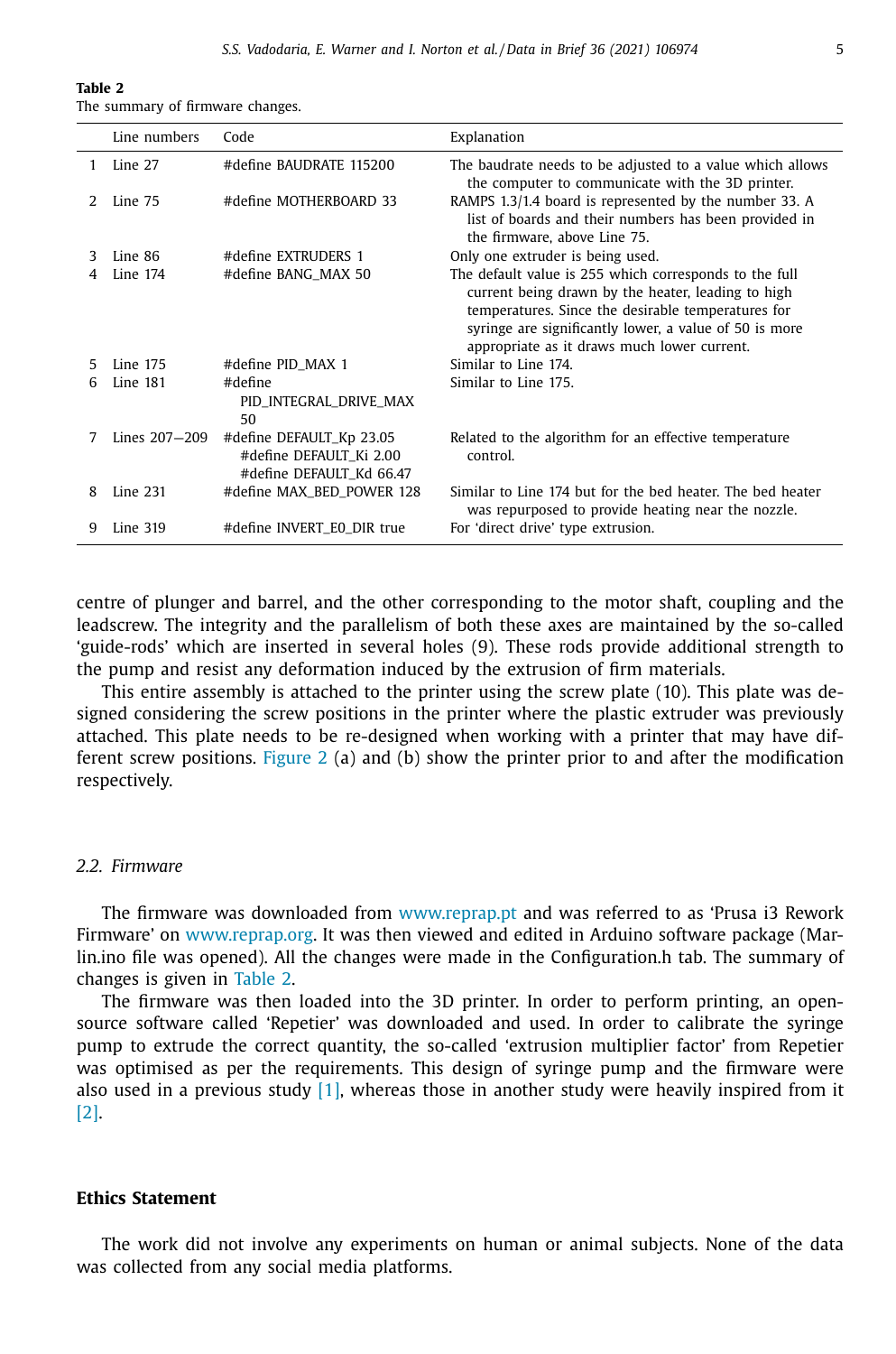**Table 2**
The summary of firmware changes.

| | Line numbers | Code | Explanation |
|---|---|---|---|
| 1 | Line 27 | #define BAUDRATE 115200 | The baudrate needs to be adjusted to a value which allows the computer to communicate with the 3D printer. |
| 2 | Line 75 | #define MOTHERBOARD 33 | RAMPS 1.3/1.4 board is represented by the number 33. A list of boards and their numbers has been provided in the firmware, above Line 75. |
| 3 | Line 86 | #define EXTRUDERS 1 | Only one extruder is being used. |
| 4 | Line 174 | #define BANG_MAX 50 | The default value is 255 which corresponds to the full current being drawn by the heater, leading to high temperatures. Since the desirable temperatures for syringe are significantly lower, a value of 50 is more appropriate as it draws much lower current. |
| 5 | Line 175 | #define PID_MAX 1 | Similar to Line 174. |
| 6 | Line 181 | #define PID_INTEGRAL_DRIVE_MAX 50 | Similar to Line 175. |
| 7 | Lines 207–209 | #define DEFAULT_Kp 23.05 #define DEFAULT_Ki 2.00 #define DEFAULT_Kd 66.47 | Related to the algorithm for an effective temperature control. |
| 8 | Line 231 | #define MAX_BED_POWER 128 | Similar to Line 174 but for the bed heater. The bed heater was repurposed to provide heating near the nozzle. |
| 9 | Line 319 | #define INVERT_E0_DIR true | For 'direct drive' type extrusion. |

centre of plunger and barrel, and the other corresponding to the motor shaft, coupling and the leadscrew. The integrity and the parallelism of both these axes are maintained by the so-called 'guide-rods' which are inserted in several holes (9). These rods provide additional strength to the pump and resist any deformation induced by the extrusion of firm materials.

This entire assembly is attached to the printer using the screw plate (10). This plate was designed considering the screw positions in the printer where the plastic extruder was previously attached. This plate needs to be re-designed when working with a printer that may have different screw positions. Figure 2 (a) and (b) show the printer prior to and after the modification respectively.

### 2.2. Firmware

The firmware was downloaded from www.reprap.pt and was referred to as 'Prusa i3 Rework Firmware' on www.reprap.org. It was then viewed and edited in Arduino software package (Marlin.ino file was opened). All the changes were made in the Configuration.h tab. The summary of changes is given in Table 2.

The firmware was then loaded into the 3D printer. In order to perform printing, an open-source software called 'Repetier' was downloaded and used. In order to calibrate the syringe pump to extrude the correct quantity, the so-called 'extrusion multiplier factor' from Repetier was optimised as per the requirements. This design of syringe pump and the firmware were also used in a previous study [1], whereas those in another study were heavily inspired from it [2].

## Ethics Statement

The work did not involve any experiments on human or animal subjects. None of the data was collected from any social media platforms.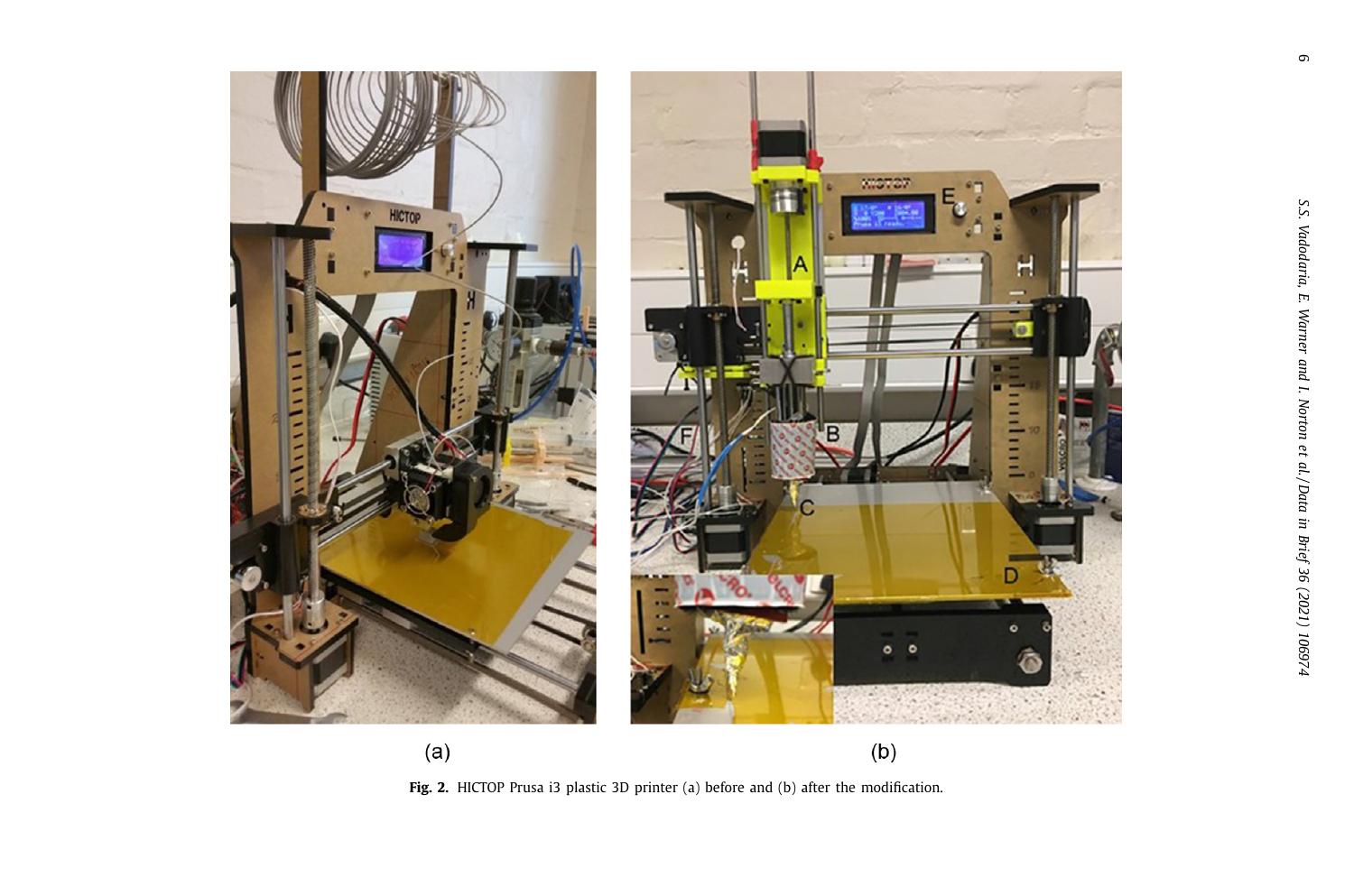Fig. 2. HICTOP Prusa i3 plastic 3D printer (a) before and (b) after the modification.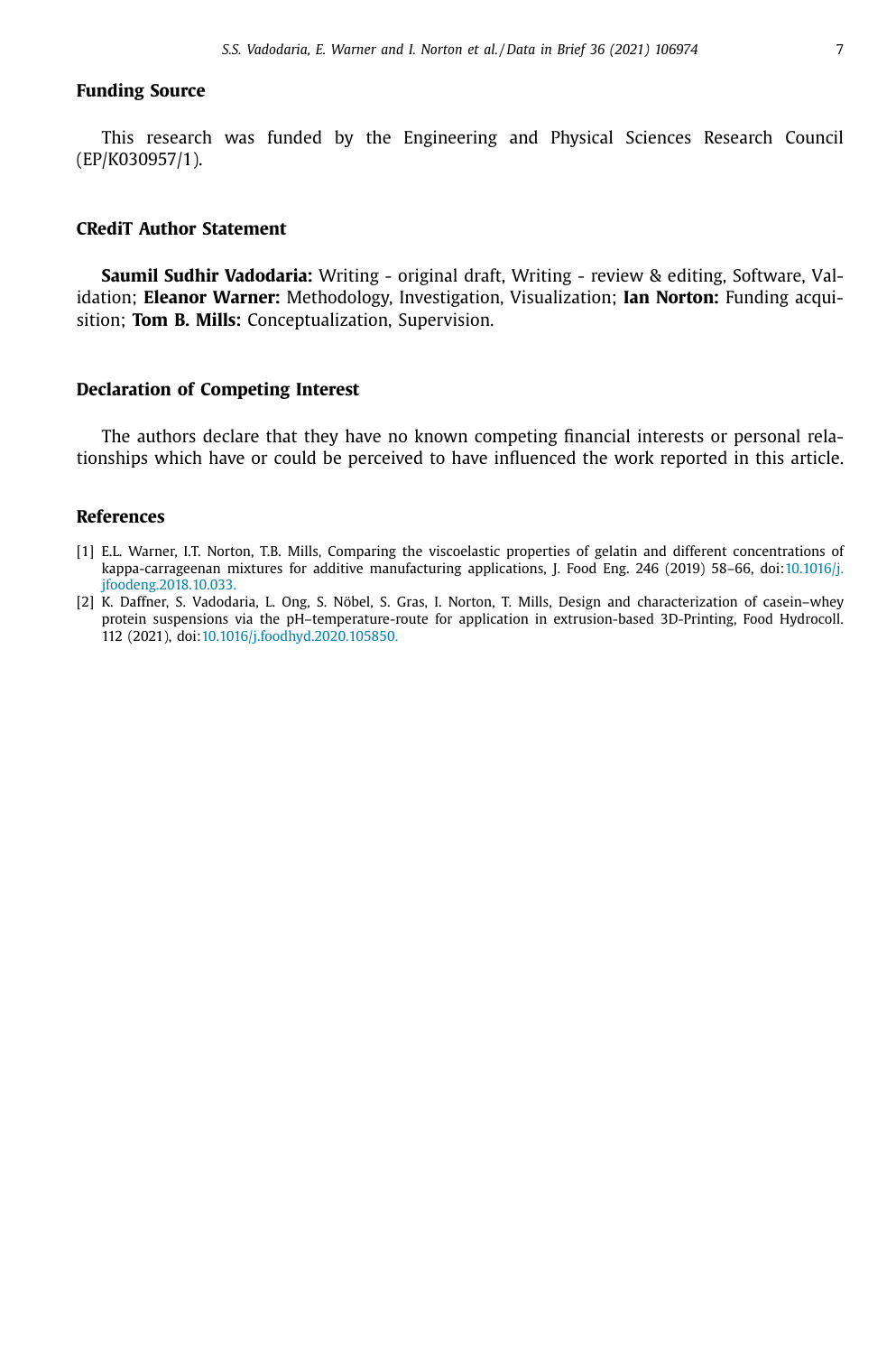## Funding Source

This research was funded by the Engineering and Physical Sciences Research Council (EP/K030957/1).

## CRediT Author Statement

**Saumil Sudhir Vadodaria:** Writing - original draft, Writing - review & editing, Software, Validation; **Eleanor Warner:** Methodology, Investigation, Visualization; **Ian Norton:** Funding acquisition; **Tom B. Mills:** Conceptualization, Supervision.

## Declaration of Competing Interest

The authors declare that they have no known competing financial interests or personal relationships which have or could be perceived to have influenced the work reported in this article.

## References

[1] E.L. Warner, I.T. Norton, T.B. Mills, Comparing the viscoelastic properties of gelatin and different concentrations of kappa-carrageenan mixtures for additive manufacturing applications, J. Food Eng. 246 (2019) 58–66, doi:10.1016/j.jfoodeng.2018.10.033.

[2] K. Daffner, S. Vadodaria, L. Ong, S. Nöbel, S. Gras, I. Norton, T. Mills, Design and characterization of casein–whey protein suspensions via the pH–temperature-route for application in extrusion-based 3D-Printing, Food Hydrocoll. 112 (2021), doi:10.1016/j.foodhyd.2020.105850.